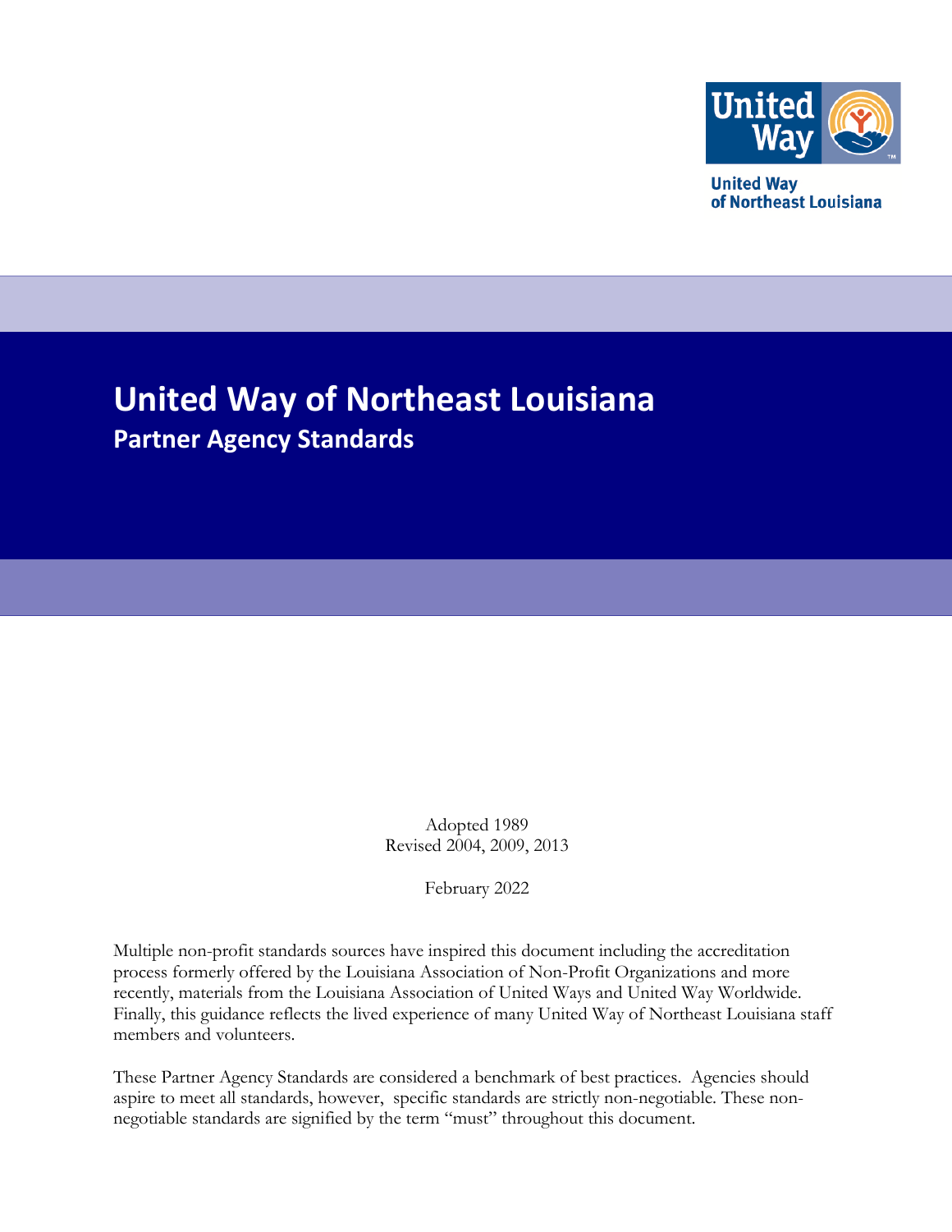United Way
of Northeast Louisiana

# United Way of Northeast Louisiana

## Partner Agency Standards

Adopted 1989
Revised 2004, 2009, 2013

February 2022

Multiple non-profit standards sources have inspired this document including the accreditation process formerly offered by the Louisiana Association of Non-Profit Organizations and more recently, materials from the Louisiana Association of United Ways and United Way Worldwide. Finally, this guidance reflects the lived experience of many United Way of Northeast Louisiana staff members and volunteers.

These Partner Agency Standards are considered a benchmark of best practices. Agencies should aspire to meet all standards, however, specific standards are strictly non-negotiable. These non-negotiable standards are signified by the term "must" throughout this document.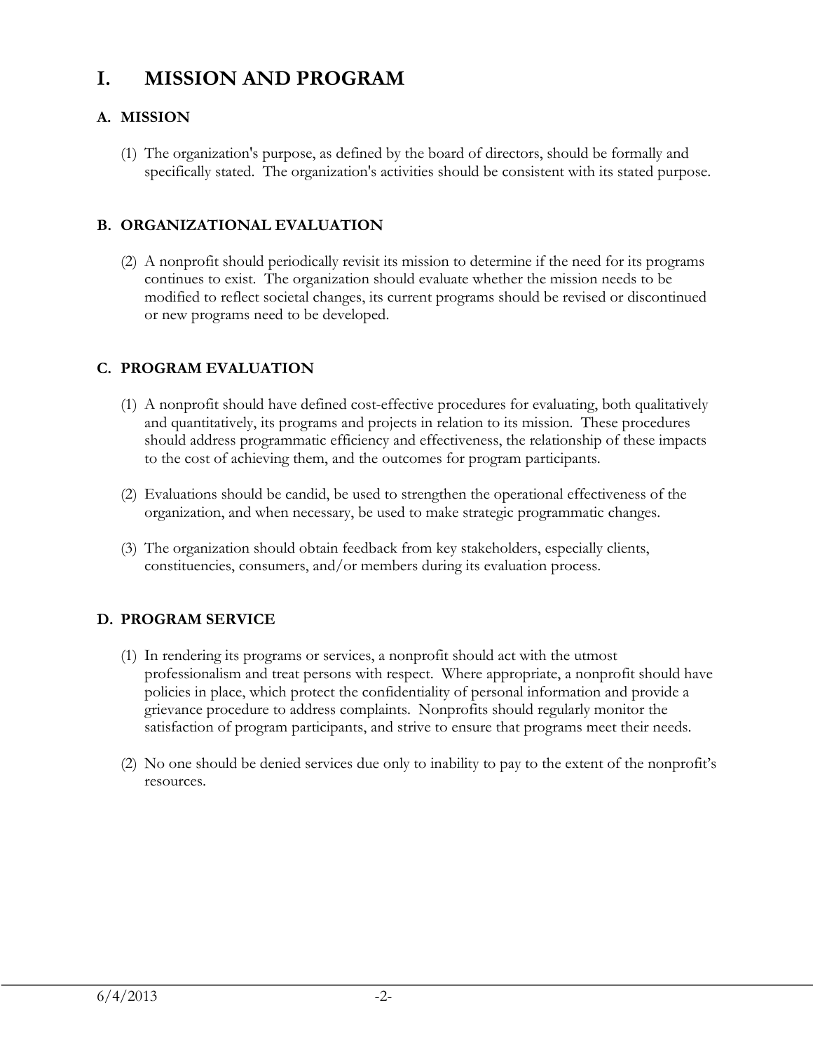# I. MISSION AND PROGRAM

## A. MISSION

(1) The organization's purpose, as defined by the board of directors, should be formally and specifically stated. The organization's activities should be consistent with its stated purpose.

## B. ORGANIZATIONAL EVALUATION

(2) A nonprofit should periodically revisit its mission to determine if the need for its programs continues to exist. The organization should evaluate whether the mission needs to be modified to reflect societal changes, its current programs should be revised or discontinued or new programs need to be developed.

## C. PROGRAM EVALUATION

(1) A nonprofit should have defined cost-effective procedures for evaluating, both qualitatively and quantitatively, its programs and projects in relation to its mission. These procedures should address programmatic efficiency and effectiveness, the relationship of these impacts to the cost of achieving them, and the outcomes for program participants.

(2) Evaluations should be candid, be used to strengthen the operational effectiveness of the organization, and when necessary, be used to make strategic programmatic changes.

(3) The organization should obtain feedback from key stakeholders, especially clients, constituencies, consumers, and/or members during its evaluation process.

## D. PROGRAM SERVICE

(1) In rendering its programs or services, a nonprofit should act with the utmost professionalism and treat persons with respect. Where appropriate, a nonprofit should have policies in place, which protect the confidentiality of personal information and provide a grievance procedure to address complaints. Nonprofits should regularly monitor the satisfaction of program participants, and strive to ensure that programs meet their needs.

(2) No one should be denied services due only to inability to pay to the extent of the nonprofit's resources.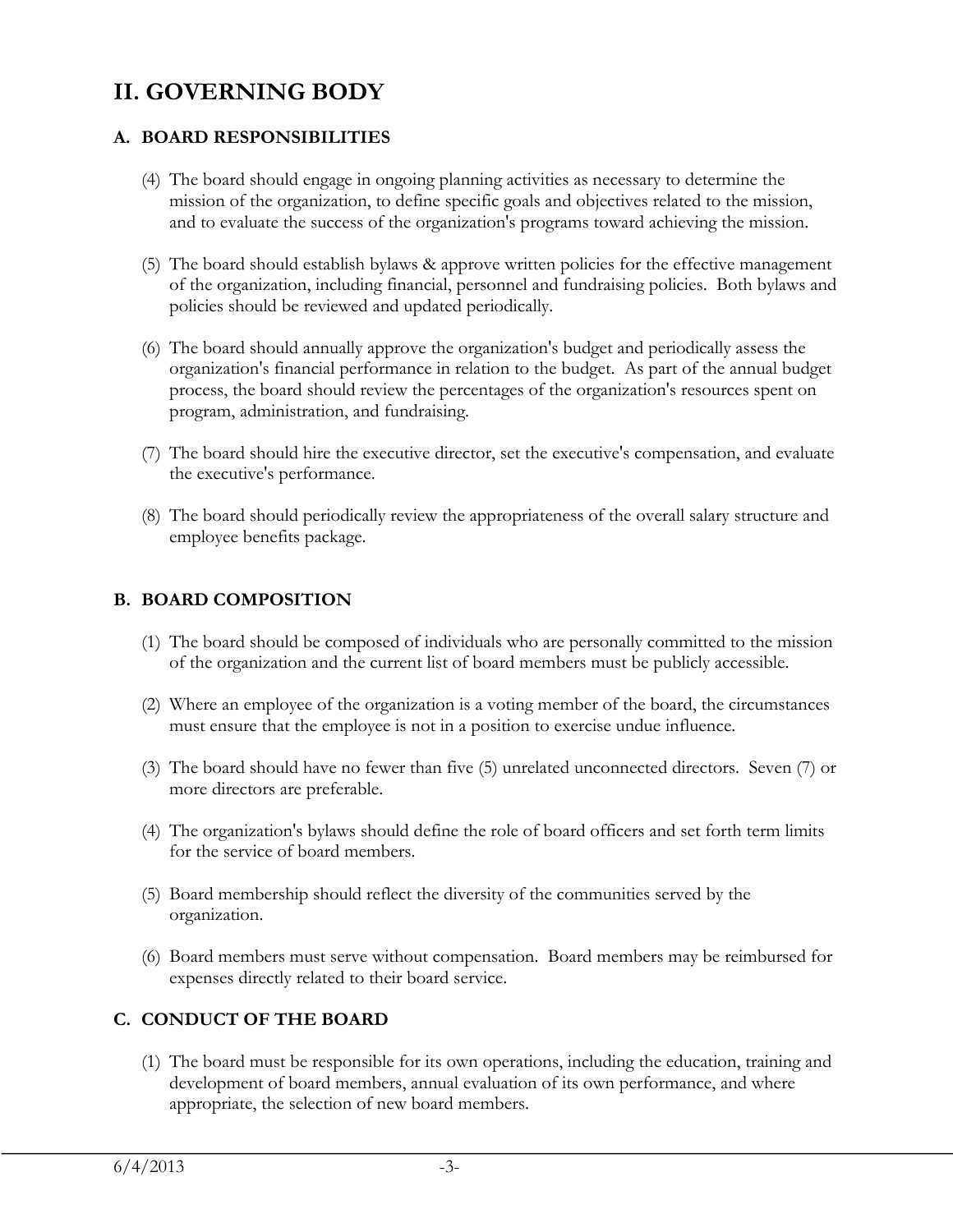# II. GOVERNING BODY

### A. BOARD RESPONSIBILITIES

(4) The board should engage in ongoing planning activities as necessary to determine the mission of the organization, to define specific goals and objectives related to the mission, and to evaluate the success of the organization's programs toward achieving the mission.

(5) The board should establish bylaws & approve written policies for the effective management of the organization, including financial, personnel and fundraising policies. Both bylaws and policies should be reviewed and updated periodically.

(6) The board should annually approve the organization's budget and periodically assess the organization's financial performance in relation to the budget. As part of the annual budget process, the board should review the percentages of the organization's resources spent on program, administration, and fundraising.

(7) The board should hire the executive director, set the executive's compensation, and evaluate the executive's performance.

(8) The board should periodically review the appropriateness of the overall salary structure and employee benefits package.

### B. BOARD COMPOSITION

(1) The board should be composed of individuals who are personally committed to the mission of the organization and the current list of board members must be publicly accessible.

(2) Where an employee of the organization is a voting member of the board, the circumstances must ensure that the employee is not in a position to exercise undue influence.

(3) The board should have no fewer than five (5) unrelated unconnected directors. Seven (7) or more directors are preferable.

(4) The organization's bylaws should define the role of board officers and set forth term limits for the service of board members.

(5) Board membership should reflect the diversity of the communities served by the organization.

(6) Board members must serve without compensation. Board members may be reimbursed for expenses directly related to their board service.

### C. CONDUCT OF THE BOARD

(1) The board must be responsible for its own operations, including the education, training and development of board members, annual evaluation of its own performance, and where appropriate, the selection of new board members.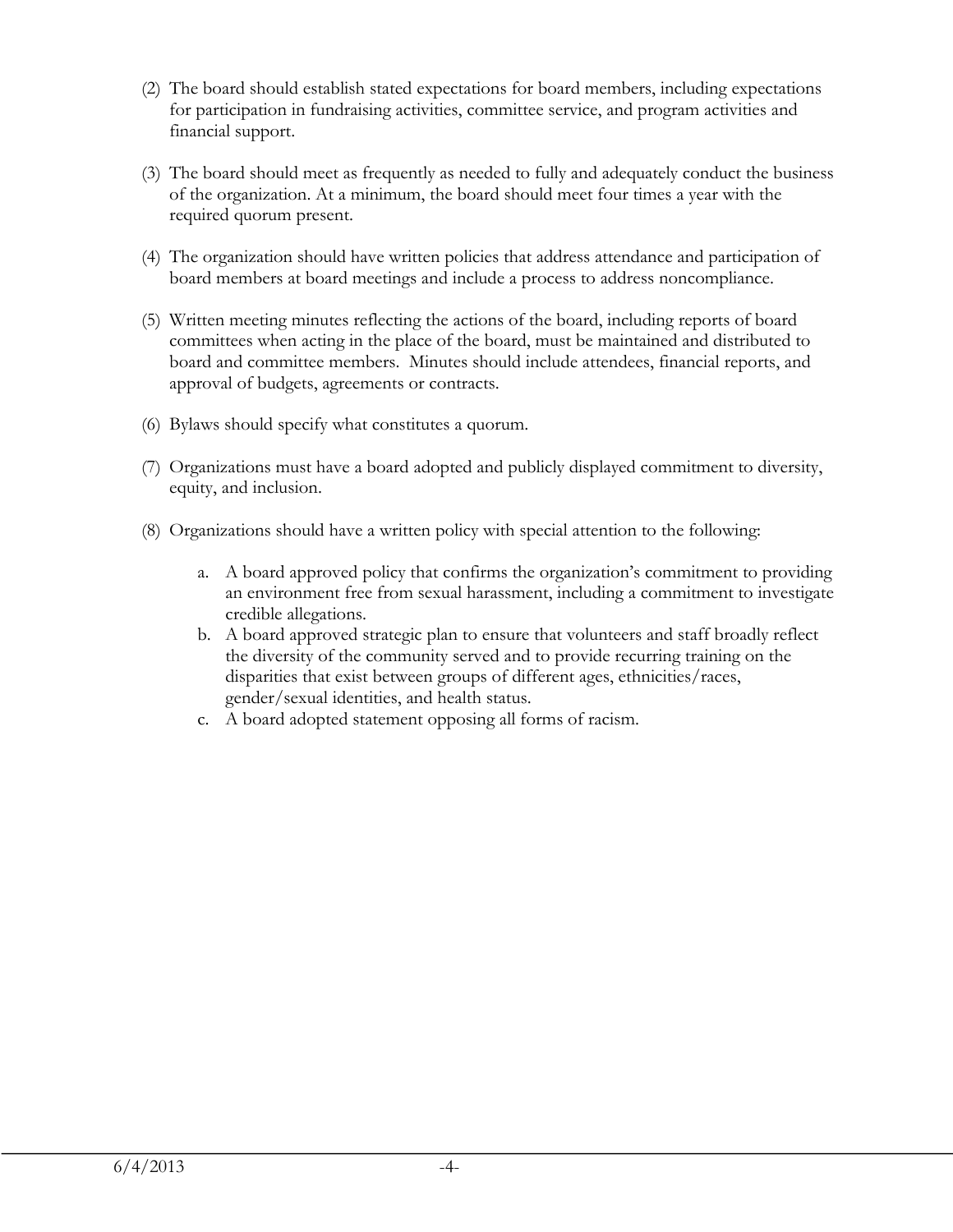(2) The board should establish stated expectations for board members, including expectations for participation in fundraising activities, committee service, and program activities and financial support.

(3) The board should meet as frequently as needed to fully and adequately conduct the business of the organization. At a minimum, the board should meet four times a year with the required quorum present.

(4) The organization should have written policies that address attendance and participation of board members at board meetings and include a process to address noncompliance.

(5) Written meeting minutes reflecting the actions of the board, including reports of board committees when acting in the place of the board, must be maintained and distributed to board and committee members. Minutes should include attendees, financial reports, and approval of budgets, agreements or contracts.

(6) Bylaws should specify what constitutes a quorum.

(7) Organizations must have a board adopted and publicly displayed commitment to diversity, equity, and inclusion.

(8) Organizations should have a written policy with special attention to the following:

   a. A board approved policy that confirms the organization's commitment to providing an environment free from sexual harassment, including a commitment to investigate credible allegations.
   b. A board approved strategic plan to ensure that volunteers and staff broadly reflect the diversity of the community served and to provide recurring training on the disparities that exist between groups of different ages, ethnicities/races, gender/sexual identities, and health status.
   c. A board adopted statement opposing all forms of racism.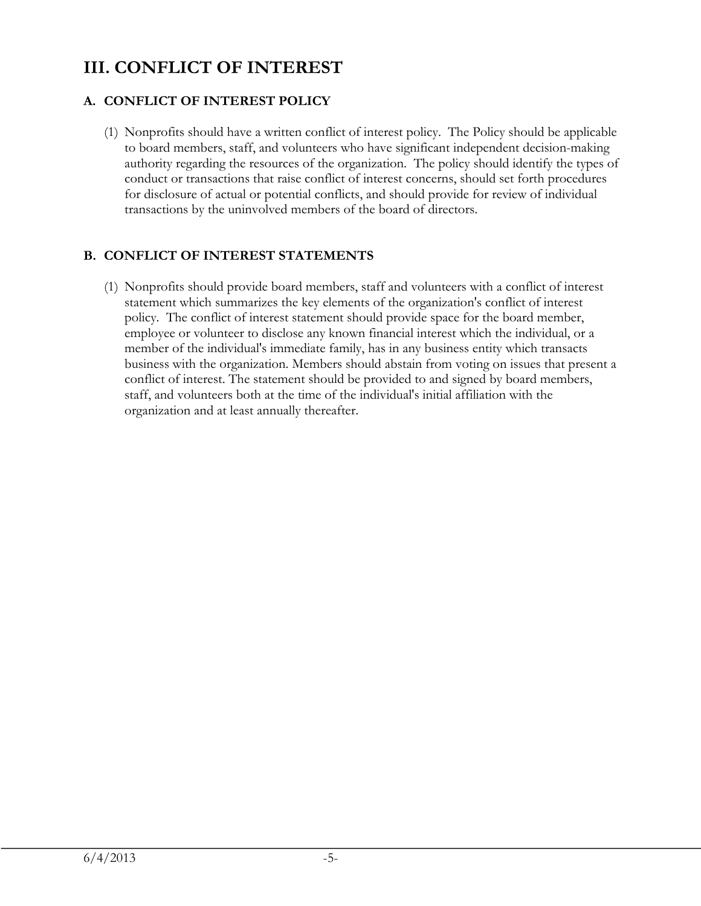# III. CONFLICT OF INTEREST

## A. CONFLICT OF INTEREST POLICY

(1) Nonprofits should have a written conflict of interest policy. The Policy should be applicable to board members, staff, and volunteers who have significant independent decision-making authority regarding the resources of the organization. The policy should identify the types of conduct or transactions that raise conflict of interest concerns, should set forth procedures for disclosure of actual or potential conflicts, and should provide for review of individual transactions by the uninvolved members of the board of directors.

## B. CONFLICT OF INTEREST STATEMENTS

(1) Nonprofits should provide board members, staff and volunteers with a conflict of interest statement which summarizes the key elements of the organization's conflict of interest policy. The conflict of interest statement should provide space for the board member, employee or volunteer to disclose any known financial interest which the individual, or a member of the individual's immediate family, has in any business entity which transacts business with the organization. Members should abstain from voting on issues that present a conflict of interest. The statement should be provided to and signed by board members, staff, and volunteers both at the time of the individual's initial affiliation with the organization and at least annually thereafter.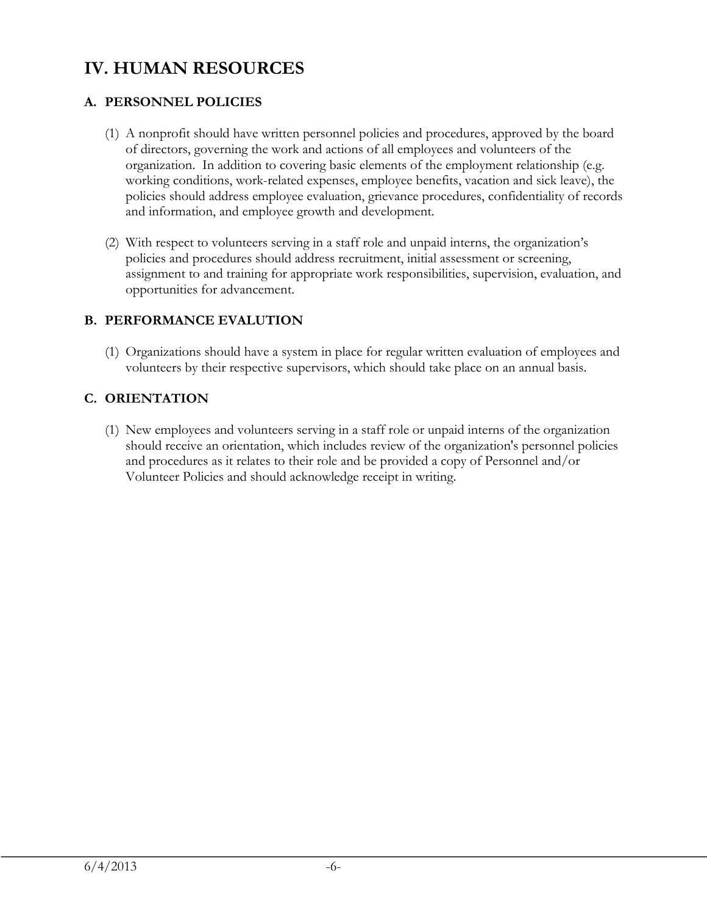# IV. HUMAN RESOURCES

## A. PERSONNEL POLICIES

(1) A nonprofit should have written personnel policies and procedures, approved by the board of directors, governing the work and actions of all employees and volunteers of the organization. In addition to covering basic elements of the employment relationship (e.g. working conditions, work-related expenses, employee benefits, vacation and sick leave), the policies should address employee evaluation, grievance procedures, confidentiality of records and information, and employee growth and development.

(2) With respect to volunteers serving in a staff role and unpaid interns, the organization's policies and procedures should address recruitment, initial assessment or screening, assignment to and training for appropriate work responsibilities, supervision, evaluation, and opportunities for advancement.

## B. PERFORMANCE EVALUTION

(1) Organizations should have a system in place for regular written evaluation of employees and volunteers by their respective supervisors, which should take place on an annual basis.

## C. ORIENTATION

(1) New employees and volunteers serving in a staff role or unpaid interns of the organization should receive an orientation, which includes review of the organization's personnel policies and procedures as it relates to their role and be provided a copy of Personnel and/or Volunteer Policies and should acknowledge receipt in writing.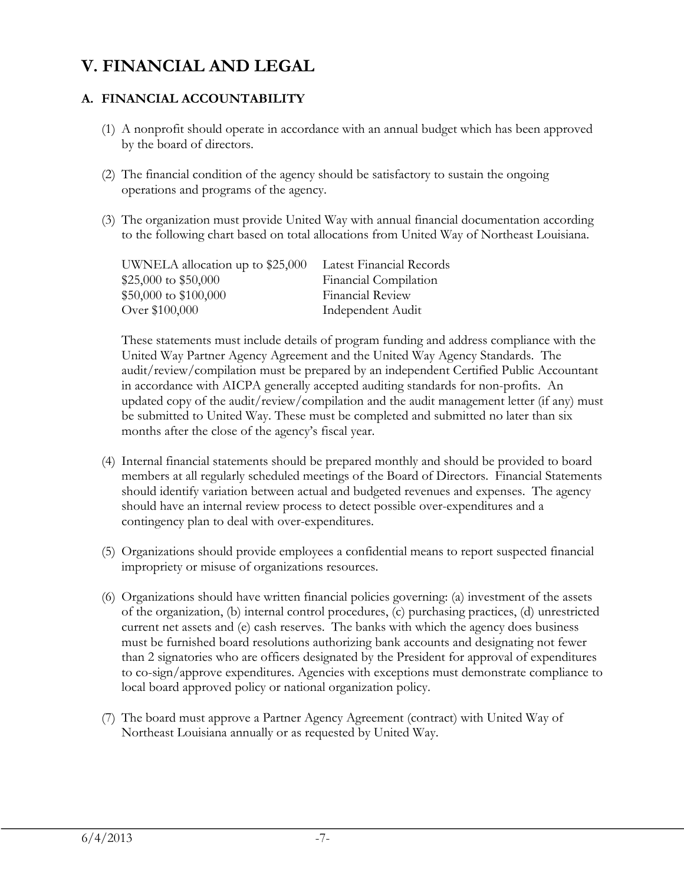# V. FINANCIAL AND LEGAL

## A. FINANCIAL ACCOUNTABILITY

(1) A nonprofit should operate in accordance with an annual budget which has been approved by the board of directors.

(2) The financial condition of the agency should be satisfactory to sustain the ongoing operations and programs of the agency.

(3) The organization must provide United Way with annual financial documentation according to the following chart based on total allocations from United Way of Northeast Louisiana.

| | |
|---|---|
| UWNELA allocation up to $25,000 | Latest Financial Records |
| $25,000 to $50,000 | Financial Compilation |
| $50,000 to $100,000 | Financial Review |
| Over $100,000 | Independent Audit |

These statements must include details of program funding and address compliance with the United Way Partner Agency Agreement and the United Way Agency Standards. The audit/review/compilation must be prepared by an independent Certified Public Accountant in accordance with AICPA generally accepted auditing standards for non-profits. An updated copy of the audit/review/compilation and the audit management letter (if any) must be submitted to United Way. These must be completed and submitted no later than six months after the close of the agency's fiscal year.

(4) Internal financial statements should be prepared monthly and should be provided to board members at all regularly scheduled meetings of the Board of Directors. Financial Statements should identify variation between actual and budgeted revenues and expenses. The agency should have an internal review process to detect possible over-expenditures and a contingency plan to deal with over-expenditures.

(5) Organizations should provide employees a confidential means to report suspected financial impropriety or misuse of organizations resources.

(6) Organizations should have written financial policies governing: (a) investment of the assets of the organization, (b) internal control procedures, (c) purchasing practices, (d) unrestricted current net assets and (e) cash reserves. The banks with which the agency does business must be furnished board resolutions authorizing bank accounts and designating not fewer than 2 signatories who are officers designated by the President for approval of expenditures to co-sign/approve expenditures. Agencies with exceptions must demonstrate compliance to local board approved policy or national organization policy.

(7) The board must approve a Partner Agency Agreement (contract) with United Way of Northeast Louisiana annually or as requested by United Way.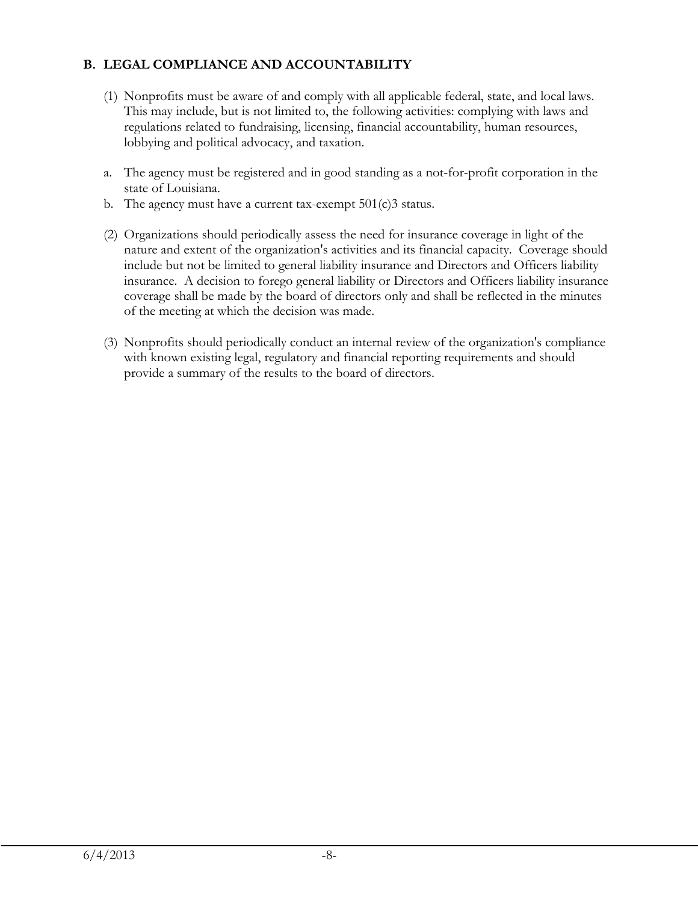## B. LEGAL COMPLIANCE AND ACCOUNTABILITY

(1) Nonprofits must be aware of and comply with all applicable federal, state, and local laws. This may include, but is not limited to, the following activities: complying with laws and regulations related to fundraising, licensing, financial accountability, human resources, lobbying and political advocacy, and taxation.

a. The agency must be registered and in good standing as a not-for-profit corporation in the state of Louisiana.
b. The agency must have a current tax-exempt 501(c)3 status.

(2) Organizations should periodically assess the need for insurance coverage in light of the nature and extent of the organization's activities and its financial capacity. Coverage should include but not be limited to general liability insurance and Directors and Officers liability insurance. A decision to forego general liability or Directors and Officers liability insurance coverage shall be made by the board of directors only and shall be reflected in the minutes of the meeting at which the decision was made.

(3) Nonprofits should periodically conduct an internal review of the organization's compliance with known existing legal, regulatory and financial reporting requirements and should provide a summary of the results to the board of directors.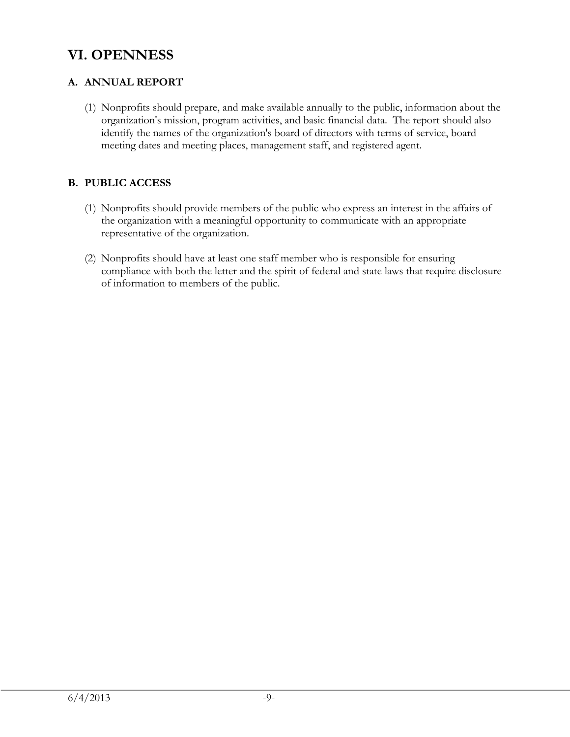# VI. OPENNESS

## A. ANNUAL REPORT

(1) Nonprofits should prepare, and make available annually to the public, information about the organization's mission, program activities, and basic financial data. The report should also identify the names of the organization's board of directors with terms of service, board meeting dates and meeting places, management staff, and registered agent.

## B. PUBLIC ACCESS

(1) Nonprofits should provide members of the public who express an interest in the affairs of the organization with a meaningful opportunity to communicate with an appropriate representative of the organization.

(2) Nonprofits should have at least one staff member who is responsible for ensuring compliance with both the letter and the spirit of federal and state laws that require disclosure of information to members of the public.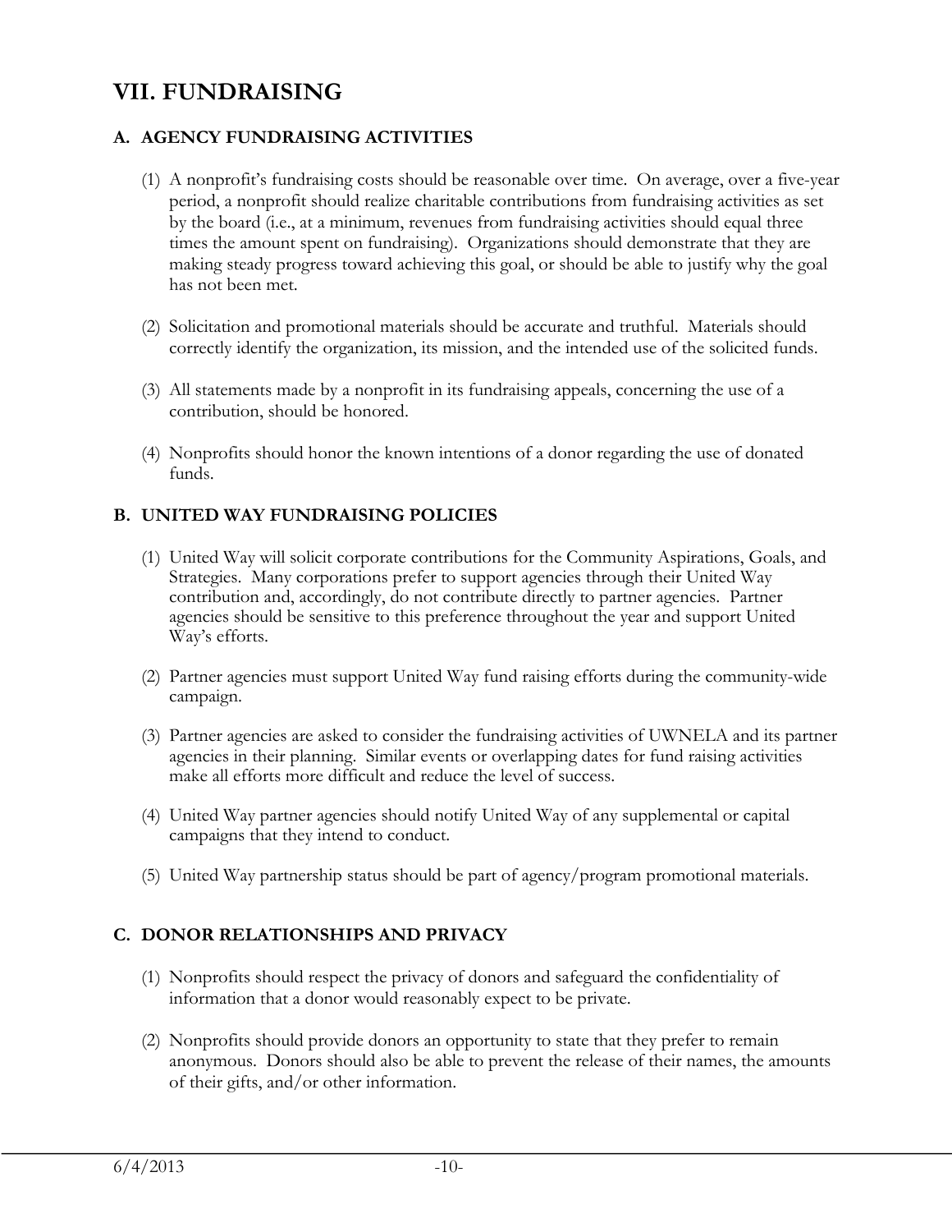# VII. FUNDRAISING

## A. AGENCY FUNDRAISING ACTIVITIES

(1) A nonprofit's fundraising costs should be reasonable over time. On average, over a five-year period, a nonprofit should realize charitable contributions from fundraising activities as set by the board (i.e., at a minimum, revenues from fundraising activities should equal three times the amount spent on fundraising). Organizations should demonstrate that they are making steady progress toward achieving this goal, or should be able to justify why the goal has not been met.

(2) Solicitation and promotional materials should be accurate and truthful. Materials should correctly identify the organization, its mission, and the intended use of the solicited funds.

(3) All statements made by a nonprofit in its fundraising appeals, concerning the use of a contribution, should be honored.

(4) Nonprofits should honor the known intentions of a donor regarding the use of donated funds.

## B. UNITED WAY FUNDRAISING POLICIES

(1) United Way will solicit corporate contributions for the Community Aspirations, Goals, and Strategies. Many corporations prefer to support agencies through their United Way contribution and, accordingly, do not contribute directly to partner agencies. Partner agencies should be sensitive to this preference throughout the year and support United Way's efforts.

(2) Partner agencies must support United Way fund raising efforts during the community-wide campaign.

(3) Partner agencies are asked to consider the fundraising activities of UWNELA and its partner agencies in their planning. Similar events or overlapping dates for fund raising activities make all efforts more difficult and reduce the level of success.

(4) United Way partner agencies should notify United Way of any supplemental or capital campaigns that they intend to conduct.

(5) United Way partnership status should be part of agency/program promotional materials.

## C. DONOR RELATIONSHIPS AND PRIVACY

(1) Nonprofits should respect the privacy of donors and safeguard the confidentiality of information that a donor would reasonably expect to be private.

(2) Nonprofits should provide donors an opportunity to state that they prefer to remain anonymous. Donors should also be able to prevent the release of their names, the amounts of their gifts, and/or other information.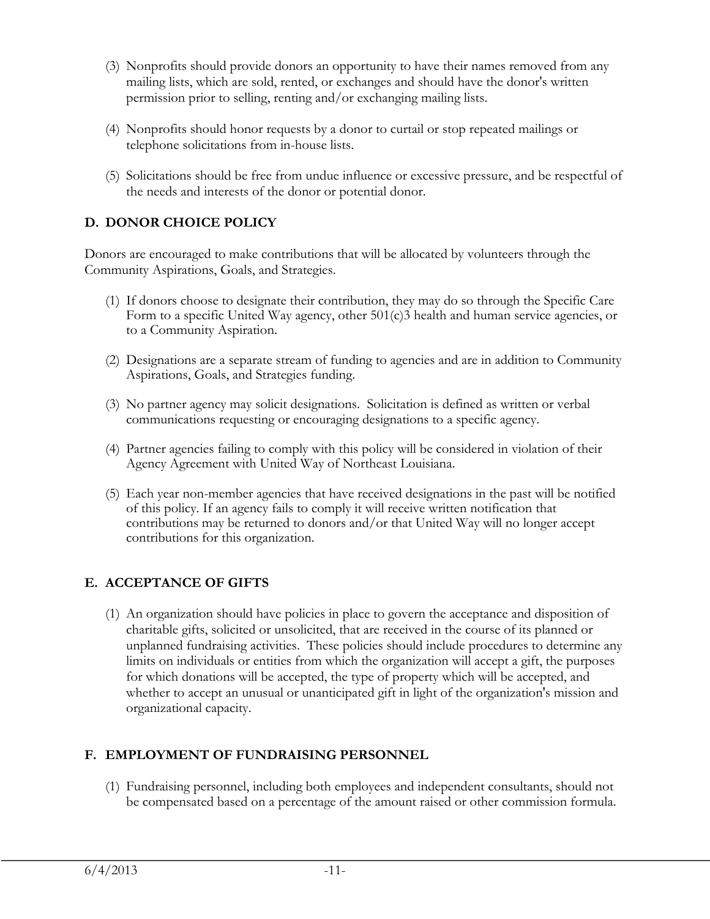(3) Nonprofits should provide donors an opportunity to have their names removed from any mailing lists, which are sold, rented, or exchanges and should have the donor's written permission prior to selling, renting and/or exchanging mailing lists.

(4) Nonprofits should honor requests by a donor to curtail or stop repeated mailings or telephone solicitations from in-house lists.

(5) Solicitations should be free from undue influence or excessive pressure, and be respectful of the needs and interests of the donor or potential donor.

## D. DONOR CHOICE POLICY

Donors are encouraged to make contributions that will be allocated by volunteers through the Community Aspirations, Goals, and Strategies.

(1) If donors choose to designate their contribution, they may do so through the Specific Care Form to a specific United Way agency, other 501(c)3 health and human service agencies, or to a Community Aspiration.

(2) Designations are a separate stream of funding to agencies and are in addition to Community Aspirations, Goals, and Strategies funding.

(3) No partner agency may solicit designations. Solicitation is defined as written or verbal communications requesting or encouraging designations to a specific agency.

(4) Partner agencies failing to comply with this policy will be considered in violation of their Agency Agreement with United Way of Northeast Louisiana.

(5) Each year non-member agencies that have received designations in the past will be notified of this policy. If an agency fails to comply it will receive written notification that contributions may be returned to donors and/or that United Way will no longer accept contributions for this organization.

## E. ACCEPTANCE OF GIFTS

(1) An organization should have policies in place to govern the acceptance and disposition of charitable gifts, solicited or unsolicited, that are received in the course of its planned or unplanned fundraising activities. These policies should include procedures to determine any limits on individuals or entities from which the organization will accept a gift, the purposes for which donations will be accepted, the type of property which will be accepted, and whether to accept an unusual or unanticipated gift in light of the organization's mission and organizational capacity.

## F. EMPLOYMENT OF FUNDRAISING PERSONNEL

(1) Fundraising personnel, including both employees and independent consultants, should not be compensated based on a percentage of the amount raised or other commission formula.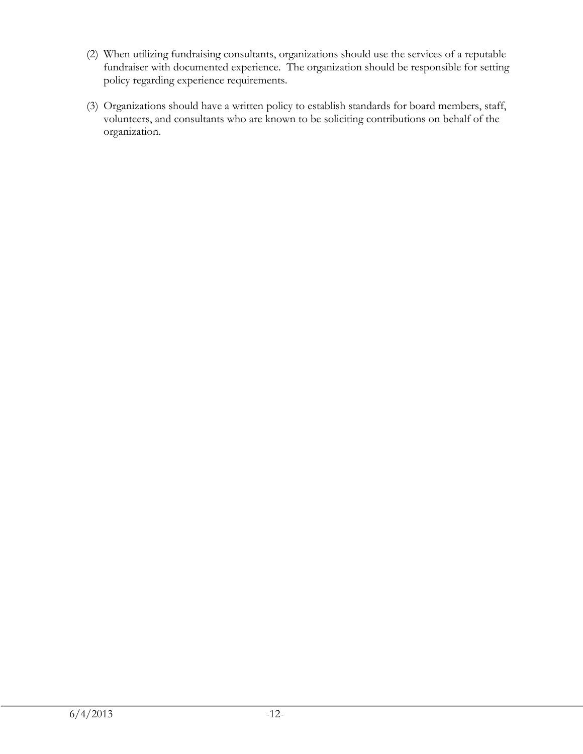(2) When utilizing fundraising consultants, organizations should use the services of a reputable fundraiser with documented experience. The organization should be responsible for setting policy regarding experience requirements.

(3) Organizations should have a written policy to establish standards for board members, staff, volunteers, and consultants who are known to be soliciting contributions on behalf of the organization.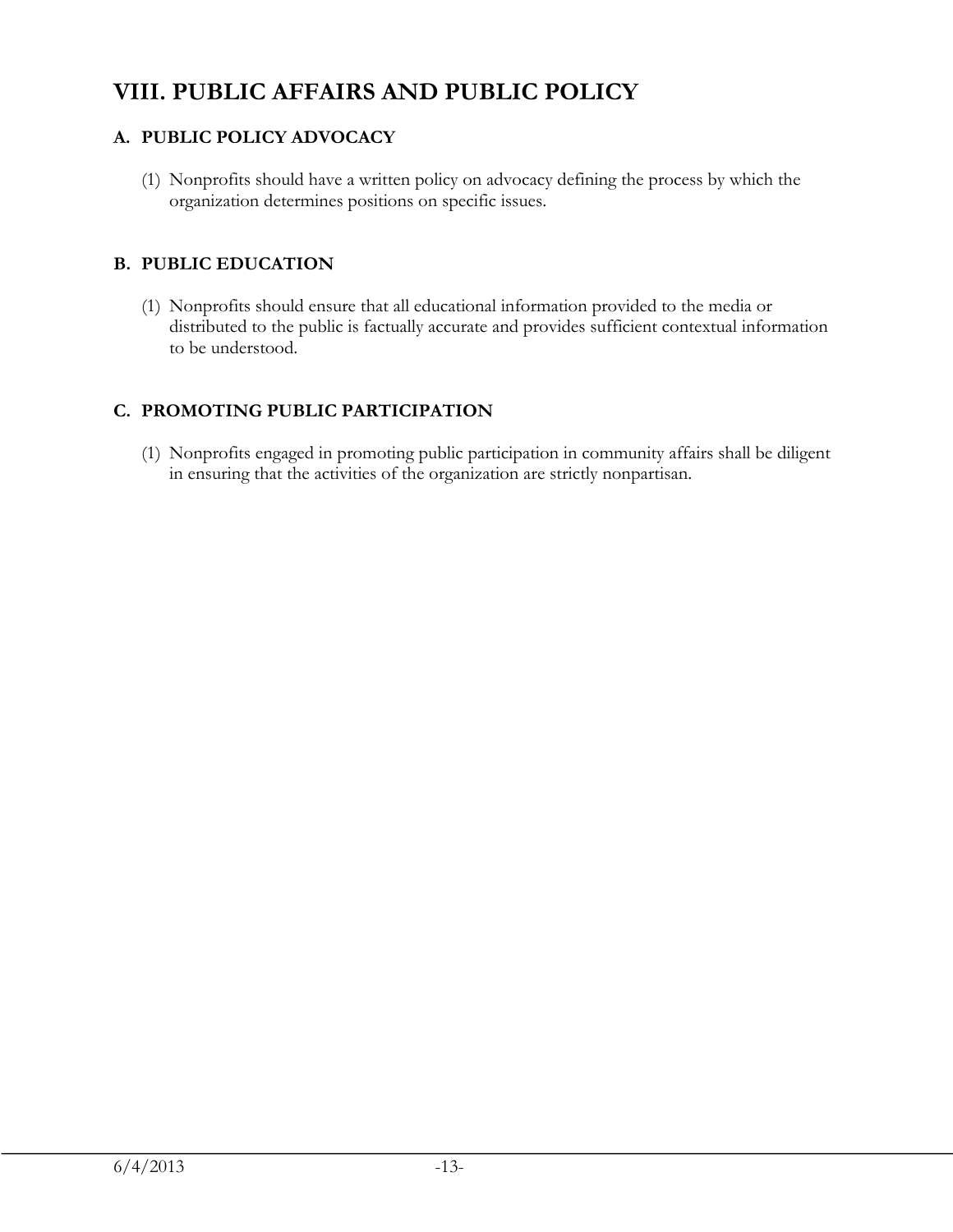# VIII. PUBLIC AFFAIRS AND PUBLIC POLICY

## A. PUBLIC POLICY ADVOCACY

(1) Nonprofits should have a written policy on advocacy defining the process by which the organization determines positions on specific issues.

## B. PUBLIC EDUCATION

(1) Nonprofits should ensure that all educational information provided to the media or distributed to the public is factually accurate and provides sufficient contextual information to be understood.

## C. PROMOTING PUBLIC PARTICIPATION

(1) Nonprofits engaged in promoting public participation in community affairs shall be diligent in ensuring that the activities of the organization are strictly nonpartisan.